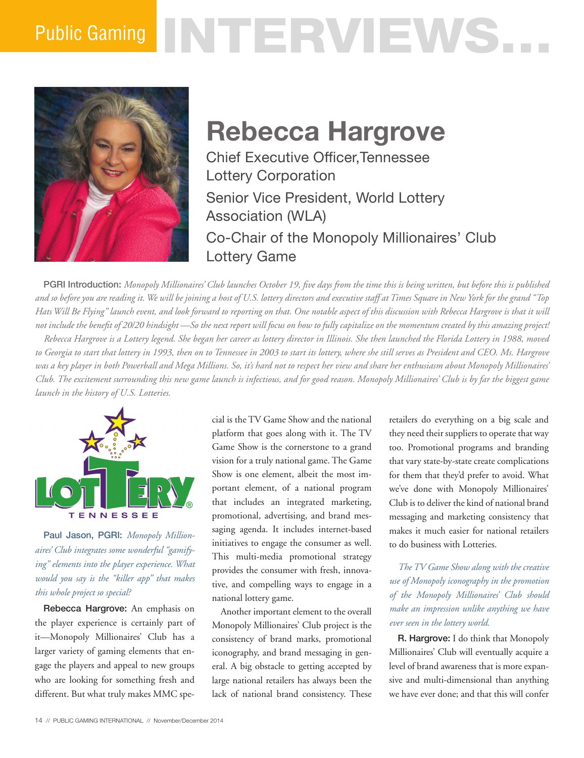# Public Gaming INTERVIEWS...

## Rebecca Hargrove

Chief Executive Officer, Tennessee Lottery Corporation

Senior Vice President, World Lottery Association (WLA)

Co-Chair of the Monopoly Millionaires' Club Lottery Game

**PGRI Introduction:** *Monopoly Millionaires' Club launches October 19, five days from the time this is being written, but before this is published and so before you are reading it. We will be joining a host of U.S. lottery directors and executive staff at Times Square in New York for the grand "Top Hats Will Be Flying" launch event, and look forward to reporting on that. One notable aspect of this discussion with Rebecca Hargrove is that it will not include the benefit of 20/20 hindsight —So the next report will focus on how to fully capitalize on the momentum created by this amazing project!*

*Rebecca Hargrove is a Lottery legend. She began her career as lottery director in Illinois. She then launched the Florida Lottery in 1988, moved to Georgia to start that lottery in 1993, then on to Tennessee in 2003 to start its lottery, where she still serves as President and CEO. Ms. Hargrove was a key player in both Powerball and Mega Millions. So, it's hard not to respect her view and share her enthusiasm about Monopoly Millionaires' Club. The excitement surrounding this new game launch is infectious, and for good reason. Monopoly Millionaires' Club is by far the biggest game launch in the history of U.S. Lotteries.*

**Paul Jason, PGRI:** *Monopoly Millionaires' Club integrates some wonderful "gamifying" elements into the player experience. What would you say is the "killer app" that makes this whole project so special?*

**Rebecca Hargrove:** An emphasis on the player experience is certainly part of it—Monopoly Millionaires' Club has a larger variety of gaming elements that engage the players and appeal to new groups who are looking for something fresh and different. But what truly makes MMC special is the TV Game Show and the national platform that goes along with it. The TV Game Show is the cornerstone to a grand vision for a truly national game. The Game Show is one element, albeit the most important element, of a national program that includes an integrated marketing, promotional, advertising, and brand messaging agenda. It includes internet-based initiatives to engage the consumer as well. This multi-media promotional strategy provides the consumer with fresh, innovative, and compelling ways to engage in a national lottery game.

Another important element to the overall Monopoly Millionaires' Club project is the consistency of brand marks, promotional iconography, and brand messaging in general. A big obstacle to getting accepted by large national retailers has always been the lack of national brand consistency. These retailers do everything on a big scale and they need their suppliers to operate that way too. Promotional programs and branding that vary state-by-state create complications for them that they'd prefer to avoid. What we've done with Monopoly Millionaires' Club is to deliver the kind of national brand messaging and marketing consistency that makes it much easier for national retailers to do business with Lotteries.

*The TV Game Show along with the creative use of Monopoly iconography in the promotion of the Monopoly Millionaires' Club should make an impression unlike anything we have ever seen in the lottery world.*

**R. Hargrove:** I do think that Monopoly Millionaires' Club will eventually acquire a level of brand awareness that is more expansive and multi-dimensional than anything we have ever done; and that this will confer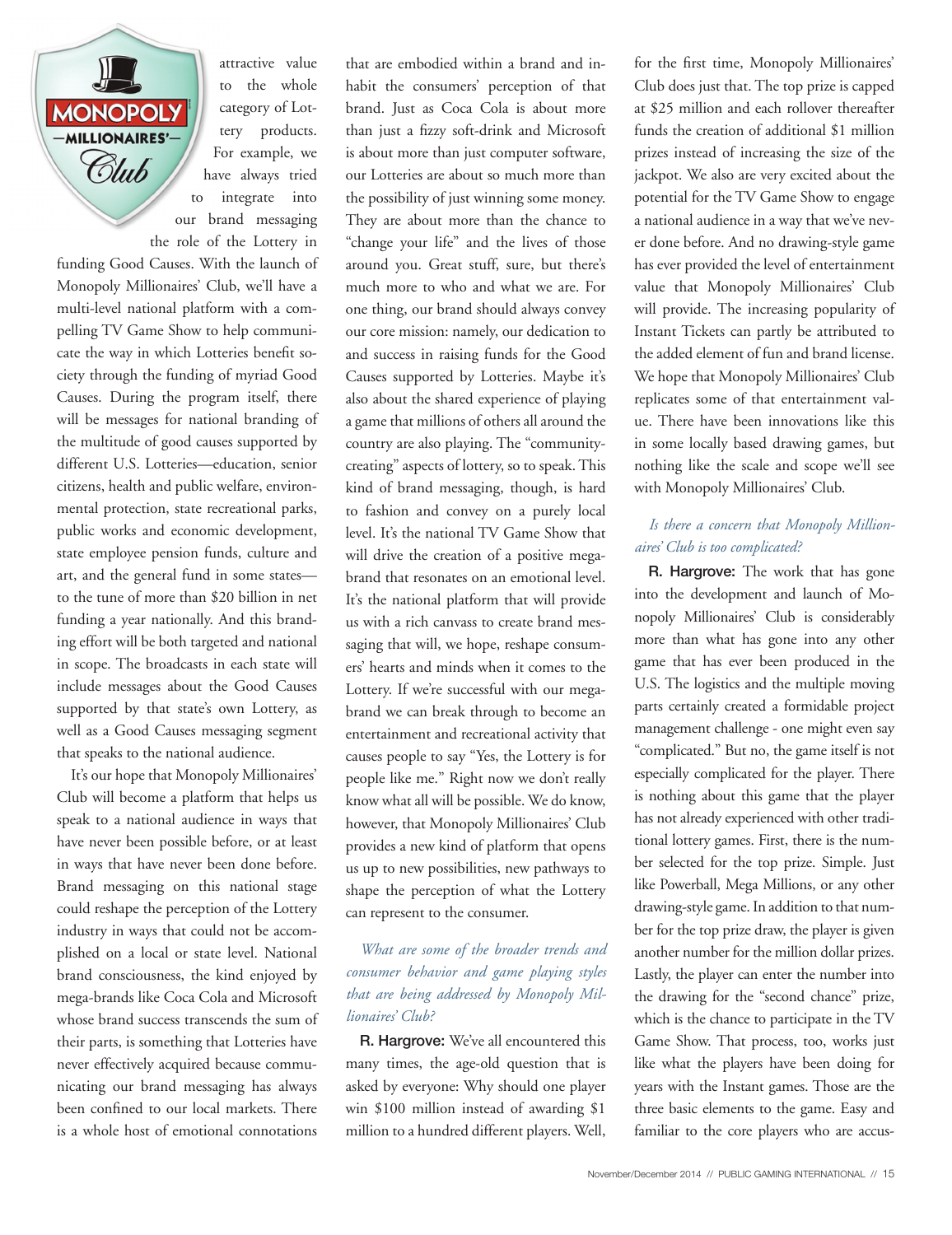attractive value to the whole category of Lottery products. For example, we have always tried to integrate into our brand messaging the role of the Lottery in funding Good Causes. With the launch of Monopoly Millionaires' Club, we'll have a multi-level national platform with a compelling TV Game Show to help communicate the way in which Lotteries benefit society through the funding of myriad Good Causes. During the program itself, there will be messages for national branding of the multitude of good causes supported by different U.S. Lotteries—education, senior citizens, health and public welfare, environmental protection, state recreational parks, public works and economic development, state employee pension funds, culture and art, and the general fund in some states—to the tune of more than $20 billion in net funding a year nationally. And this branding effort will be both targeted and national in scope. The broadcasts in each state will include messages about the Good Causes supported by that state's own Lottery, as well as a Good Causes messaging segment that speaks to the national audience.

It's our hope that Monopoly Millionaires' Club will become a platform that helps us speak to a national audience in ways that have never been possible before, or at least in ways that have never been done before. Brand messaging on this national stage could reshape the perception of the Lottery industry in ways that could not be accomplished on a local or state level. National brand consciousness, the kind enjoyed by mega-brands like Coca Cola and Microsoft whose brand success transcends the sum of their parts, is something that Lotteries have never effectively acquired because communicating our brand messaging has always been confined to our local markets. There is a whole host of emotional connotations that are embodied within a brand and inhabit the consumers' perception of that brand. Just as Coca Cola is about more than just a fizzy soft-drink and Microsoft is about more than just computer software, our Lotteries are about so much more than the possibility of just winning some money. They are about more than the chance to "change your life" and the lives of those around you. Great stuff, sure, but there's much more to who and what we are. For one thing, our brand should always convey our core mission: namely, our dedication to and success in raising funds for the Good Causes supported by Lotteries. Maybe it's also about the shared experience of playing a game that millions of others all around the country are also playing. The "community-creating" aspects of lottery, so to speak. This kind of brand messaging, though, is hard to fashion and convey on a purely local level. It's the national TV Game Show that will drive the creation of a positive mega-brand that resonates on an emotional level. It's the national platform that will provide us with a rich canvass to create brand messaging that will, we hope, reshape consumers' hearts and minds when it comes to the Lottery. If we're successful with our mega-brand we can break through to become an entertainment and recreational activity that causes people to say "Yes, the Lottery is for people like me." Right now we don't really know what all will be possible. We do know, however, that Monopoly Millionaires' Club provides a new kind of platform that opens us up to new possibilities, new pathways to shape the perception of what the Lottery can represent to the consumer.

*What are some of the broader trends and consumer behavior and game playing styles that are being addressed by Monopoly Millionaires' Club?*

**R. Hargrove:** We've all encountered this many times, the age-old question that is asked by everyone: Why should one player win $100 million instead of awarding $1 million to a hundred different players. Well, for the first time, Monopoly Millionaires' Club does just that. The top prize is capped at $25 million and each rollover thereafter funds the creation of additional $1 million prizes instead of increasing the size of the jackpot. We also are very excited about the potential for the TV Game Show to engage a national audience in a way that we've never done before. And no drawing-style game has ever provided the level of entertainment value that Monopoly Millionaires' Club will provide. The increasing popularity of Instant Tickets can partly be attributed to the added element of fun and brand license. We hope that Monopoly Millionaires' Club replicates some of that entertainment value. There have been innovations like this in some locally based drawing games, but nothing like the scale and scope we'll see with Monopoly Millionaires' Club.

*Is there a concern that Monopoly Millionaires' Club is too complicated?*

**R. Hargrove:** The work that has gone into the development and launch of Monopoly Millionaires' Club is considerably more than what has gone into any other game that has ever been produced in the U.S. The logistics and the multiple moving parts certainly created a formidable project management challenge - one might even say "complicated." But no, the game itself is not especially complicated for the player. There is nothing about this game that the player has not already experienced with other traditional lottery games. First, there is the number selected for the top prize. Simple. Just like Powerball, Mega Millions, or any other drawing-style game. In addition to that number for the top prize draw, the player is given another number for the million dollar prizes. Lastly, the player can enter the number into the drawing for the "second chance" prize, which is the chance to participate in the TV Game Show. That process, too, works just like what the players have been doing for years with the Instant games. Those are the three basic elements to the game. Easy and familiar to the core players who are accus-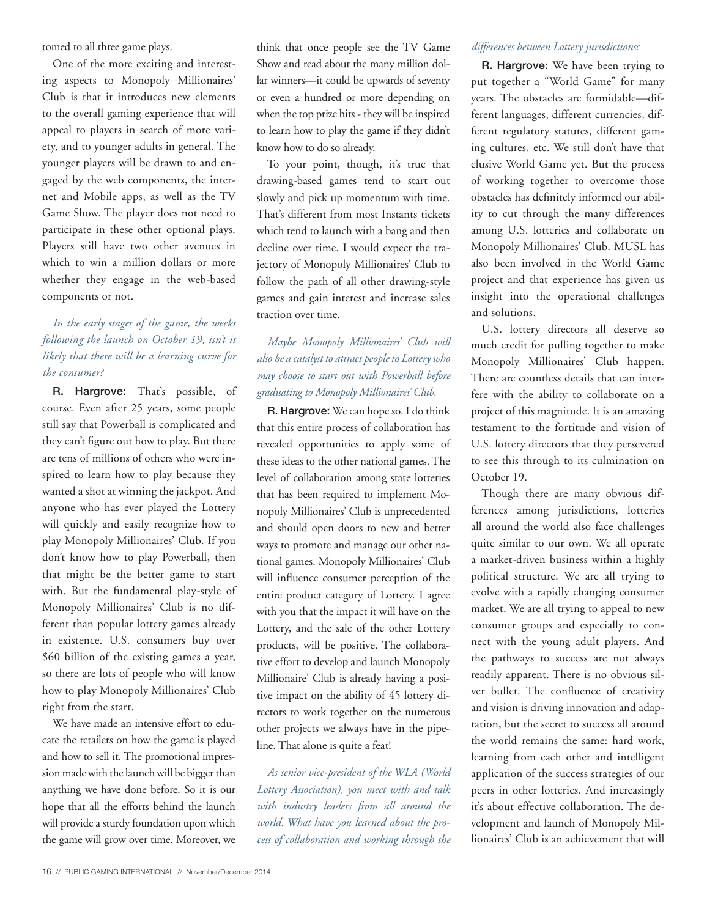tomed to all three game plays.

One of the more exciting and interesting aspects to Monopoly Millionaires' Club is that it introduces new elements to the overall gaming experience that will appeal to players in search of more variety, and to younger adults in general. The younger players will be drawn to and engaged by the web components, the internet and Mobile apps, as well as the TV Game Show. The player does not need to participate in these other optional plays. Players still have two other avenues in which to win a million dollars or more whether they engage in the web-based components or not.

*In the early stages of the game, the weeks following the launch on October 19, isn't it likely that there will be a learning curve for the consumer?*

**R. Hargrove:** That's possible, of course. Even after 25 years, some people still say that Powerball is complicated and they can't figure out how to play. But there are tens of millions of others who were inspired to learn how to play because they wanted a shot at winning the jackpot. And anyone who has ever played the Lottery will quickly and easily recognize how to play Monopoly Millionaires' Club. If you don't know how to play Powerball, then that might be the better game to start with. But the fundamental play-style of Monopoly Millionaires' Club is no different than popular lottery games already in existence. U.S. consumers buy over $60 billion of the existing games a year, so there are lots of people who will know how to play Monopoly Millionaires' Club right from the start.

We have made an intensive effort to educate the retailers on how the game is played and how to sell it. The promotional impression made with the launch will be bigger than anything we have done before. So it is our hope that all the efforts behind the launch will provide a sturdy foundation upon which the game will grow over time. Moreover, we think that once people see the TV Game Show and read about the many million dollar winners—it could be upwards of seventy or even a hundred or more depending on when the top prize hits - they will be inspired to learn how to play the game if they didn't know how to do so already.

To your point, though, it's true that drawing-based games tend to start out slowly and pick up momentum with time. That's different from most Instants tickets which tend to launch with a bang and then decline over time. I would expect the trajectory of Monopoly Millionaires' Club to follow the path of all other drawing-style games and gain interest and increase sales traction over time.

*Maybe Monopoly Millionaires' Club will also be a catalyst to attract people to Lottery who may choose to start out with Powerball before graduating to Monopoly Millionaires' Club.*

**R. Hargrove:** We can hope so. I do think that this entire process of collaboration has revealed opportunities to apply some of these ideas to the other national games. The level of collaboration among state lotteries that has been required to implement Monopoly Millionaires' Club is unprecedented and should open doors to new and better ways to promote and manage our other national games. Monopoly Millionaires' Club will influence consumer perception of the entire product category of Lottery. I agree with you that the impact it will have on the Lottery, and the sale of the other Lottery products, will be positive. The collaborative effort to develop and launch Monopoly Millionaire' Club is already having a positive impact on the ability of 45 lottery directors to work together on the numerous other projects we always have in the pipeline. That alone is quite a feat!

*As senior vice-president of the WLA (World Lottery Association), you meet with and talk with industry leaders from all around the world. What have you learned about the process of collaboration and working through the differences between Lottery jurisdictions?*

**R. Hargrove:** We have been trying to put together a "World Game" for many years. The obstacles are formidable—different languages, different currencies, different regulatory statutes, different gaming cultures, etc. We still don't have that elusive World Game yet. But the process of working together to overcome those obstacles has definitely informed our ability to cut through the many differences among U.S. lotteries and collaborate on Monopoly Millionaires' Club. MUSL has also been involved in the World Game project and that experience has given us insight into the operational challenges and solutions.

U.S. lottery directors all deserve so much credit for pulling together to make Monopoly Millionaires' Club happen. There are countless details that can interfere with the ability to collaborate on a project of this magnitude. It is an amazing testament to the fortitude and vision of U.S. lottery directors that they persevered to see this through to its culmination on October 19.

Though there are many obvious differences among jurisdictions, lotteries all around the world also face challenges quite similar to our own. We all operate a market-driven business within a highly political structure. We are all trying to evolve with a rapidly changing consumer market. We are all trying to appeal to new consumer groups and especially to connect with the young adult players. And the pathways to success are not always readily apparent. There is no obvious silver bullet. The confluence of creativity and vision is driving innovation and adaptation, but the secret to success all around the world remains the same: hard work, learning from each other and intelligent application of the success strategies of our peers in other lotteries. And increasingly it's about effective collaboration. The development and launch of Monopoly Millionaires' Club is an achievement that will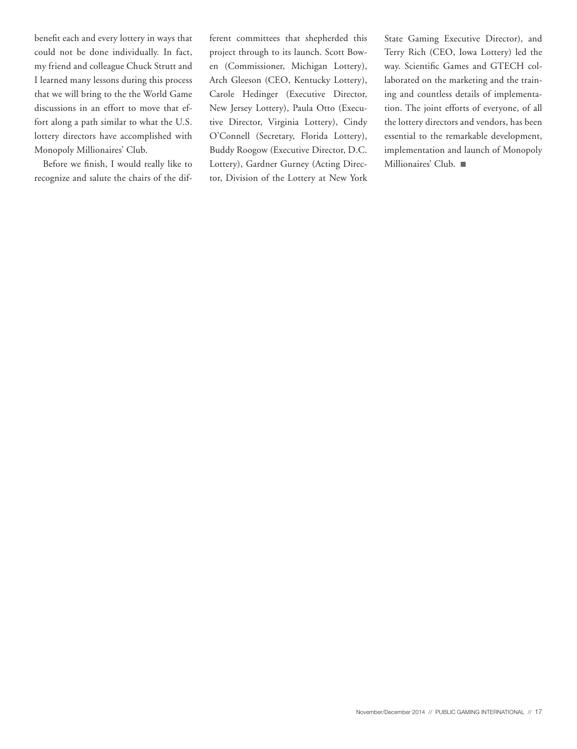benefit each and every lottery in ways that could not be done individually. In fact, my friend and colleague Chuck Strutt and I learned many lessons during this process that we will bring to the the World Game discussions in an effort to move that effort along a path similar to what the U.S. lottery directors have accomplished with Monopoly Millionaires' Club.

Before we finish, I would really like to recognize and salute the chairs of the different committees that shepherded this project through to its launch. Scott Bowen (Commissioner, Michigan Lottery), Arch Gleeson (CEO, Kentucky Lottery), Carole Hedinger (Executive Director, New Jersey Lottery), Paula Otto (Executive Director, Virginia Lottery), Cindy O'Connell (Secretary, Florida Lottery), Buddy Roogow (Executive Director, D.C. Lottery), Gardner Gurney (Acting Director, Division of the Lottery at New York State Gaming Executive Director), and Terry Rich (CEO, Iowa Lottery) led the way. Scientific Games and GTECH collaborated on the marketing and the training and countless details of implementation. The joint efforts of everyone, of all the lottery directors and vendors, has been essential to the remarkable development, implementation and launch of Monopoly Millionaires' Club. ■